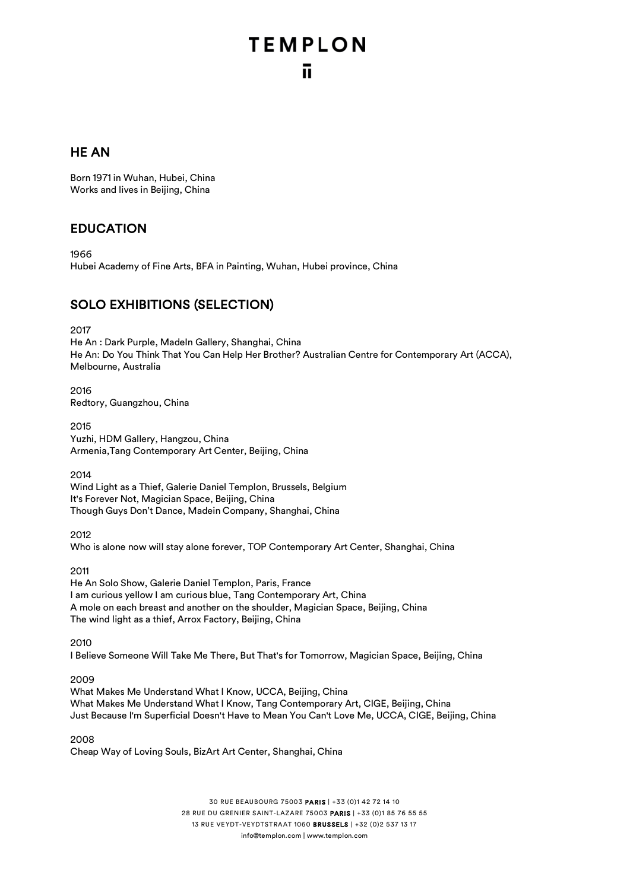# HE AN

Born 1971 in Wuhan, Hubei, China
Works and lives in Beijing, China

## EDUCATION

1966
Hubei Academy of Fine Arts, BFA in Painting, Wuhan, Hubei province, China

## SOLO EXHIBITIONS (SELECTION)

2017
He An : Dark Purple, MadeIn Gallery, Shanghai, China
He An: Do You Think That You Can Help Her Brother? Australian Centre for Contemporary Art (ACCA), Melbourne, Australia

2016
Redtory, Guangzhou, China

2015
Yuzhi, HDM Gallery, Hangzou, China
Armenia,Tang Contemporary Art Center, Beijing, China

2014
Wind Light as a Thief, Galerie Daniel Templon, Brussels, Belgium
It's Forever Not, Magician Space, Beijing, China
Though Guys Don't Dance, Madein Company, Shanghai, China

2012
Who is alone now will stay alone forever, TOP Contemporary Art Center, Shanghai, China

2011
He An Solo Show, Galerie Daniel Templon, Paris, France
I am curious yellow I am curious blue, Tang Contemporary Art, China
A mole on each breast and another on the shoulder, Magician Space, Beijing, China
The wind light as a thief, Arrox Factory, Beijing, China

2010
I Believe Someone Will Take Me There, But That's for Tomorrow, Magician Space, Beijing, China

2009
What Makes Me Understand What I Know, UCCA, Beijing, China
What Makes Me Understand What I Know, Tang Contemporary Art, CIGE, Beijing, China
Just Because I'm Superficial Doesn't Have to Mean You Can't Love Me, UCCA, CIGE, Beijing, China

2008
Cheap Way of Loving Souls, BizArt Art Center, Shanghai, China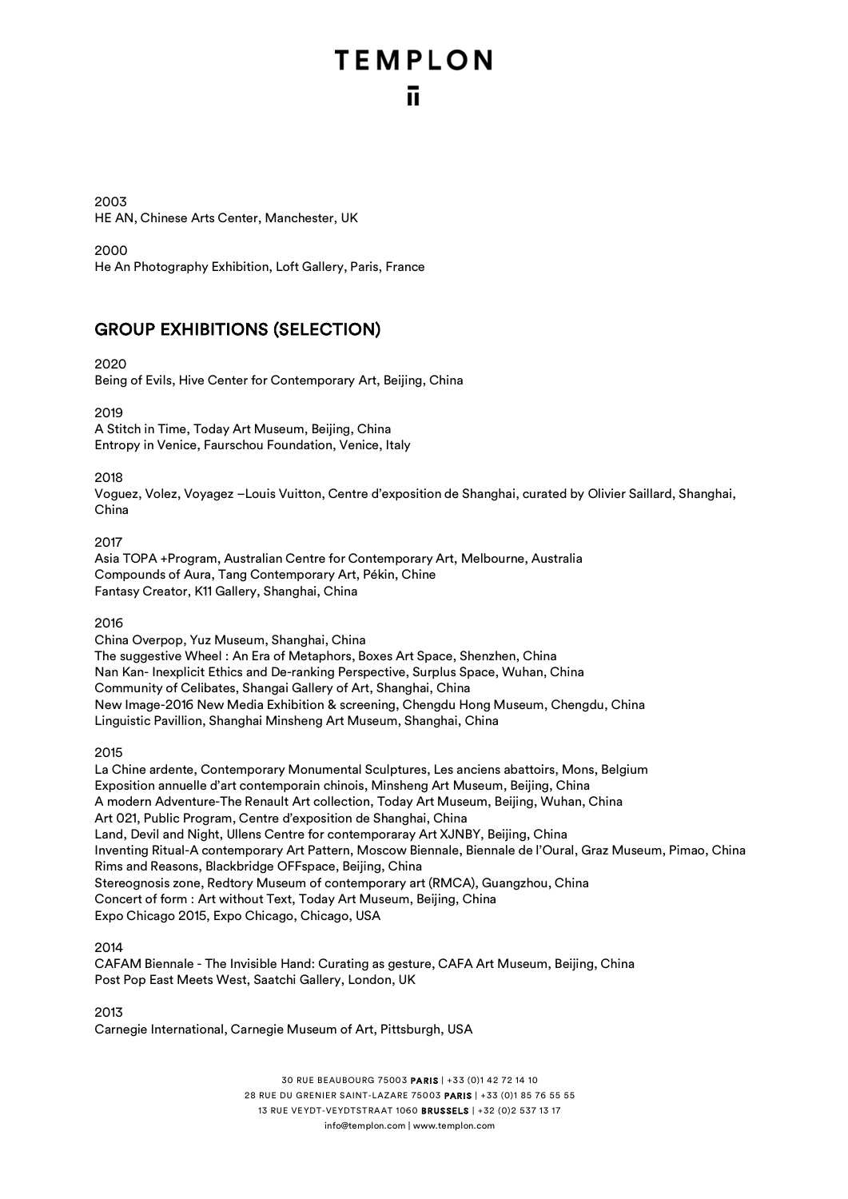2003
HE AN, Chinese Arts Center, Manchester, UK

2000
He An Photography Exhibition, Loft Gallery, Paris, France

## GROUP EXHIBITIONS (SELECTION)

2020
Being of Evils, Hive Center for Contemporary Art, Beijing, China

2019
A Stitch in Time, Today Art Museum, Beijing, China
Entropy in Venice, Faurschou Foundation, Venice, Italy

2018
Voguez, Volez, Voyagez –Louis Vuitton, Centre d'exposition de Shanghai, curated by Olivier Saillard, Shanghai, China

2017
Asia TOPA +Program, Australian Centre for Contemporary Art, Melbourne, Australia
Compounds of Aura, Tang Contemporary Art, Pékin, Chine
Fantasy Creator, K11 Gallery, Shanghai, China

2016
China Overpop, Yuz Museum, Shanghai, China
The suggestive Wheel : An Era of Metaphors, Boxes Art Space, Shenzhen, China
Nan Kan- Inexplicit Ethics and De-ranking Perspective, Surplus Space, Wuhan, China
Community of Celibates, Shangai Gallery of Art, Shanghai, China
New Image-2016 New Media Exhibition & screening, Chengdu Hong Museum, Chengdu, China
Linguistic Pavillion, Shanghai Minsheng Art Museum, Shanghai, China

2015
La Chine ardente, Contemporary Monumental Sculptures, Les anciens abattoirs, Mons, Belgium
Exposition annuelle d'art contemporain chinois, Minsheng Art Museum, Beijing, China
A modern Adventure-The Renault Art collection, Today Art Museum, Beijing, Wuhan, China
Art 021, Public Program, Centre d'exposition de Shanghai, China
Land, Devil and Night, Ullens Centre for contemporaray Art XJNBY, Beijing, China
Inventing Ritual-A contemporary Art Pattern, Moscow Biennale, Biennale de l'Oural, Graz Museum, Pimao, China
Rims and Reasons, Blackbridge OFFspace, Beijing, China
Stereognosis zone, Redtory Museum of contemporary art (RMCA), Guangzhou, China
Concert of form : Art without Text, Today Art Museum, Beijing, China
Expo Chicago 2015, Expo Chicago, Chicago, USA

2014
CAFAM Biennale - The Invisible Hand: Curating as gesture, CAFA Art Museum, Beijing, China
Post Pop East Meets West, Saatchi Gallery, London, UK

2013
Carnegie International, Carnegie Museum of Art, Pittsburgh, USA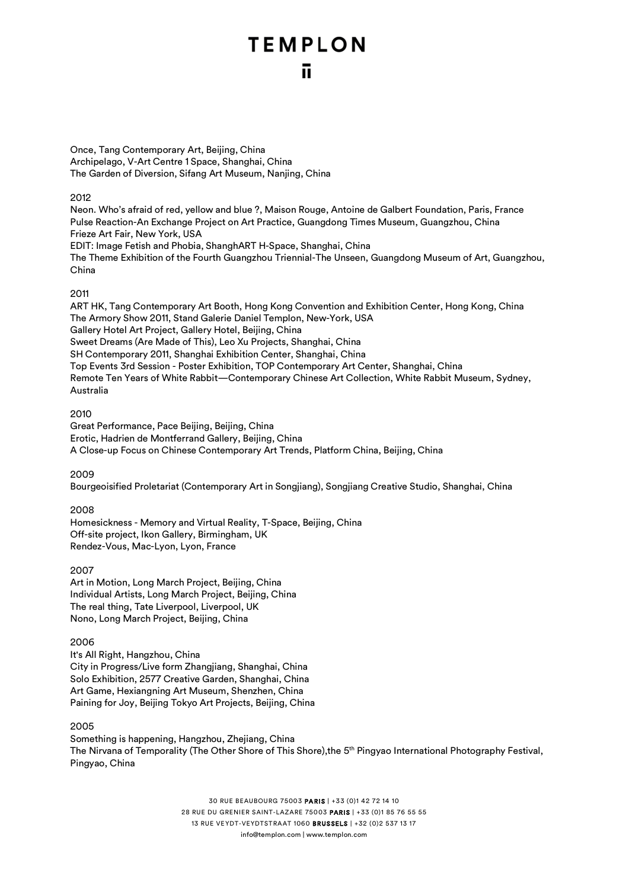Once, Tang Contemporary Art, Beijing, China
Archipelago, V-Art Centre 1 Space, Shanghai, China
The Garden of Diversion, Sifang Art Museum, Nanjing, China

2012
Neon. Who's afraid of red, yellow and blue ?, Maison Rouge, Antoine de Galbert Foundation, Paris, France
Pulse Reaction-An Exchange Project on Art Practice, Guangdong Times Museum, Guangzhou, China
Frieze Art Fair, New York, USA
EDIT: Image Fetish and Phobia, ShanghART H-Space, Shanghai, China
The Theme Exhibition of the Fourth Guangzhou Triennial-The Unseen, Guangdong Museum of Art, Guangzhou, China

2011
ART HK, Tang Contemporary Art Booth, Hong Kong Convention and Exhibition Center, Hong Kong, China
The Armory Show 2011, Stand Galerie Daniel Templon, New-York, USA
Gallery Hotel Art Project, Gallery Hotel, Beijing, China
Sweet Dreams (Are Made of This), Leo Xu Projects, Shanghai, China
SH Contemporary 2011, Shanghai Exhibition Center, Shanghai, China
Top Events 3rd Session - Poster Exhibition, TOP Contemporary Art Center, Shanghai, China
Remote Ten Years of White Rabbit—Contemporary Chinese Art Collection, White Rabbit Museum, Sydney, Australia

2010
Great Performance, Pace Beijing, Beijing, China
Erotic, Hadrien de Montferrand Gallery, Beijing, China
A Close-up Focus on Chinese Contemporary Art Trends, Platform China, Beijing, China

2009
Bourgeoisified Proletariat (Contemporary Art in Songjiang), Songjiang Creative Studio, Shanghai, China

2008
Homesickness - Memory and Virtual Reality, T-Space, Beijing, China
Off-site project, Ikon Gallery, Birmingham, UK
Rendez-Vous, Mac-Lyon, Lyon, France

2007
Art in Motion, Long March Project, Beijing, China
Individual Artists, Long March Project, Beijing, China
The real thing, Tate Liverpool, Liverpool, UK
Nono, Long March Project, Beijing, China

2006
It's All Right, Hangzhou, China
City in Progress/Live form Zhangjiang, Shanghai, China
Solo Exhibition, 2577 Creative Garden, Shanghai, China
Art Game, Hexiangning Art Museum, Shenzhen, China
Paining for Joy, Beijing Tokyo Art Projects, Beijing, China

2005
Something is happening, Hangzhou, Zhejiang, China
The Nirvana of Temporality (The Other Shore of This Shore),the 5th Pingyao International Photography Festival, Pingyao, China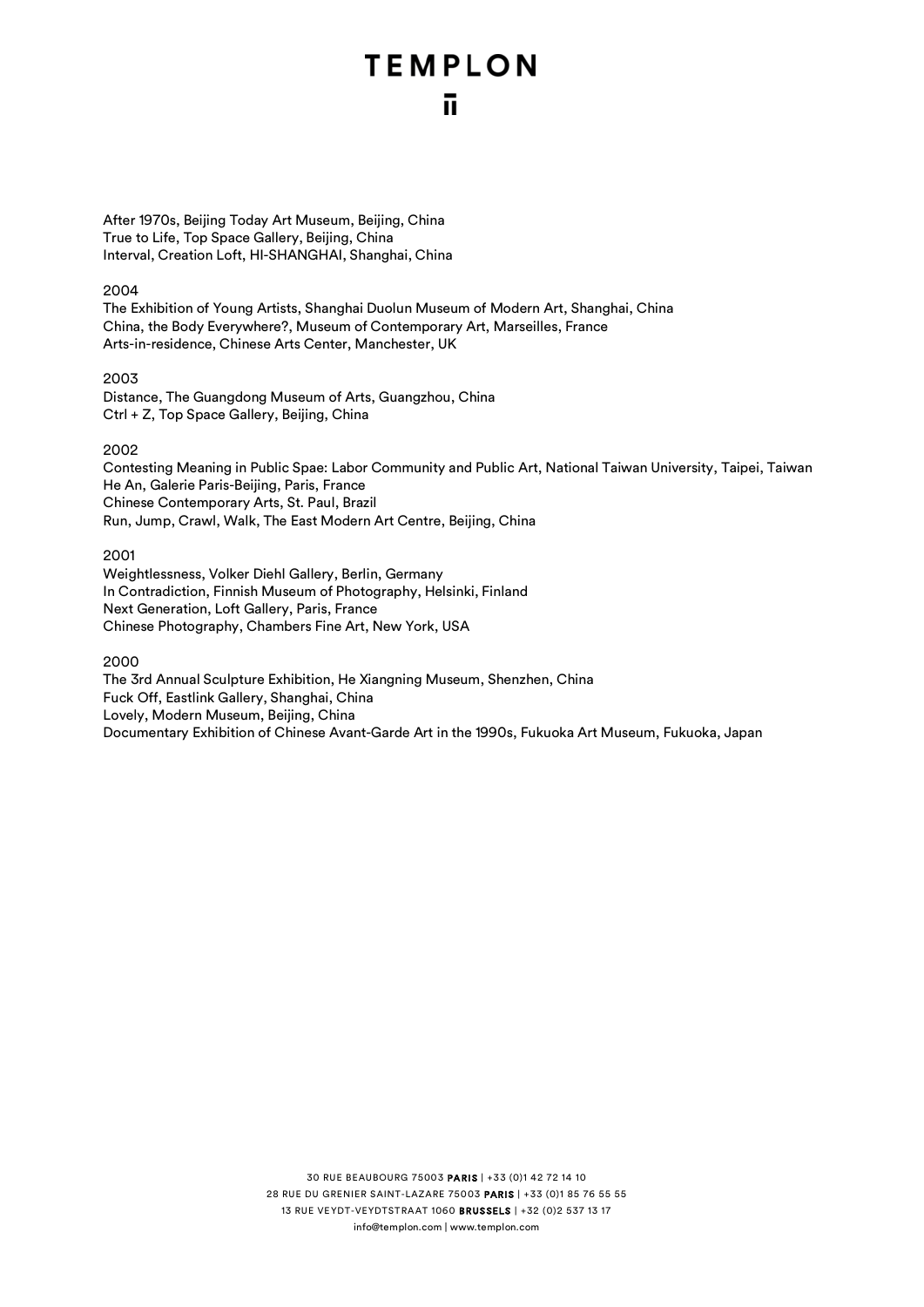After 1970s, Beijing Today Art Museum, Beijing, China
True to Life, Top Space Gallery, Beijing, China
Interval, Creation Loft, HI-SHANGHAI, Shanghai, China

2004
The Exhibition of Young Artists, Shanghai Duolun Museum of Modern Art, Shanghai, China
China, the Body Everywhere?, Museum of Contemporary Art, Marseilles, France
Arts-in-residence, Chinese Arts Center, Manchester, UK

2003
Distance, The Guangdong Museum of Arts, Guangzhou, China
Ctrl + Z, Top Space Gallery, Beijing, China

2002
Contesting Meaning in Public Spae: Labor Community and Public Art, National Taiwan University, Taipei, Taiwan
He An, Galerie Paris-Beijing, Paris, France
Chinese Contemporary Arts, St. Paul, Brazil
Run, Jump, Crawl, Walk, The East Modern Art Centre, Beijing, China

2001
Weightlessness, Volker Diehl Gallery, Berlin, Germany
In Contradiction, Finnish Museum of Photography, Helsinki, Finland
Next Generation, Loft Gallery, Paris, France
Chinese Photography, Chambers Fine Art, New York, USA

2000
The 3rd Annual Sculpture Exhibition, He Xiangning Museum, Shenzhen, China
Fuck Off, Eastlink Gallery, Shanghai, China
Lovely, Modern Museum, Beijing, China
Documentary Exhibition of Chinese Avant-Garde Art in the 1990s, Fukuoka Art Museum, Fukuoka, Japan